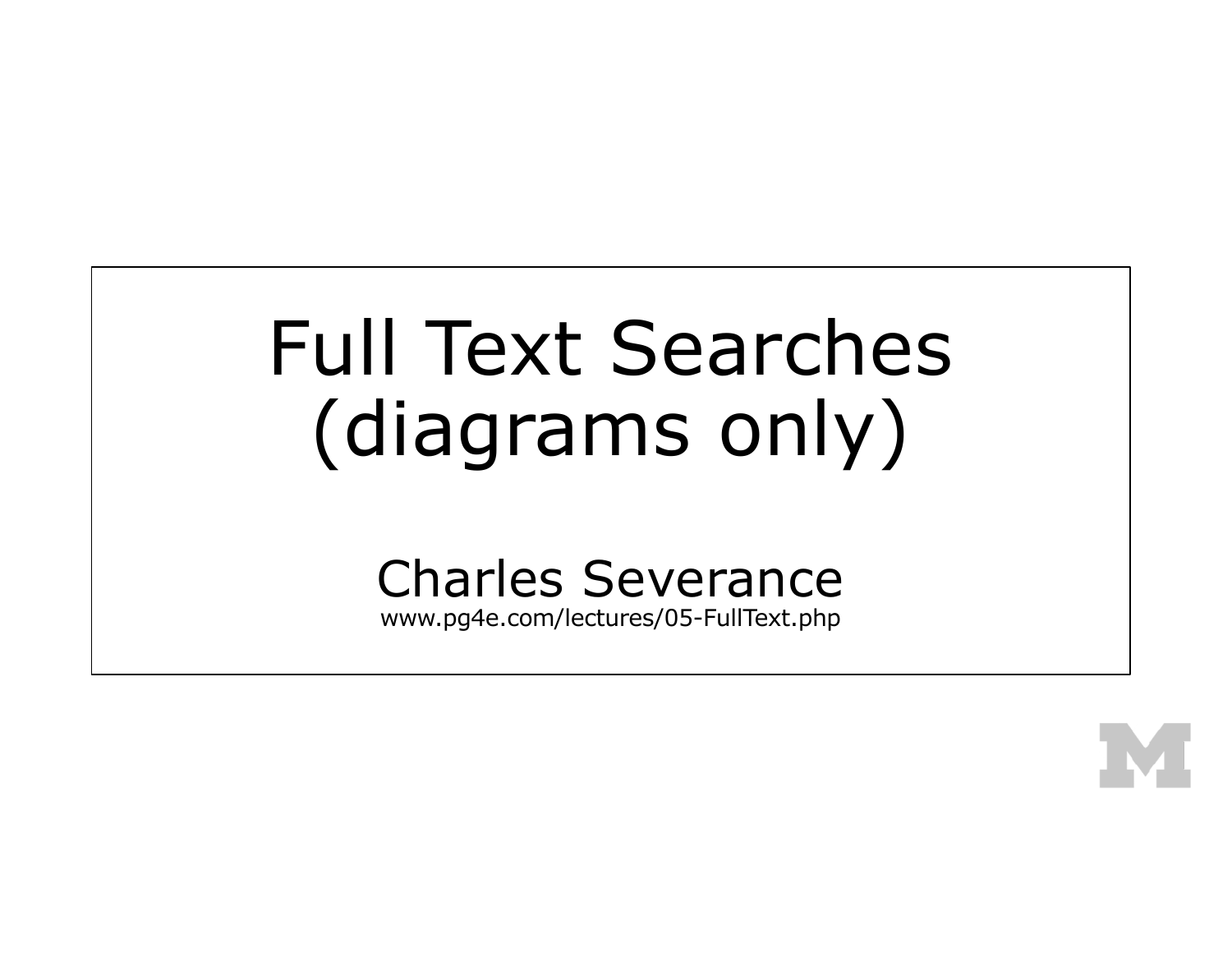# Full Text Searches (diagrams only)

Charles Severance

www.pg4e.com/lectures/05-FullText.php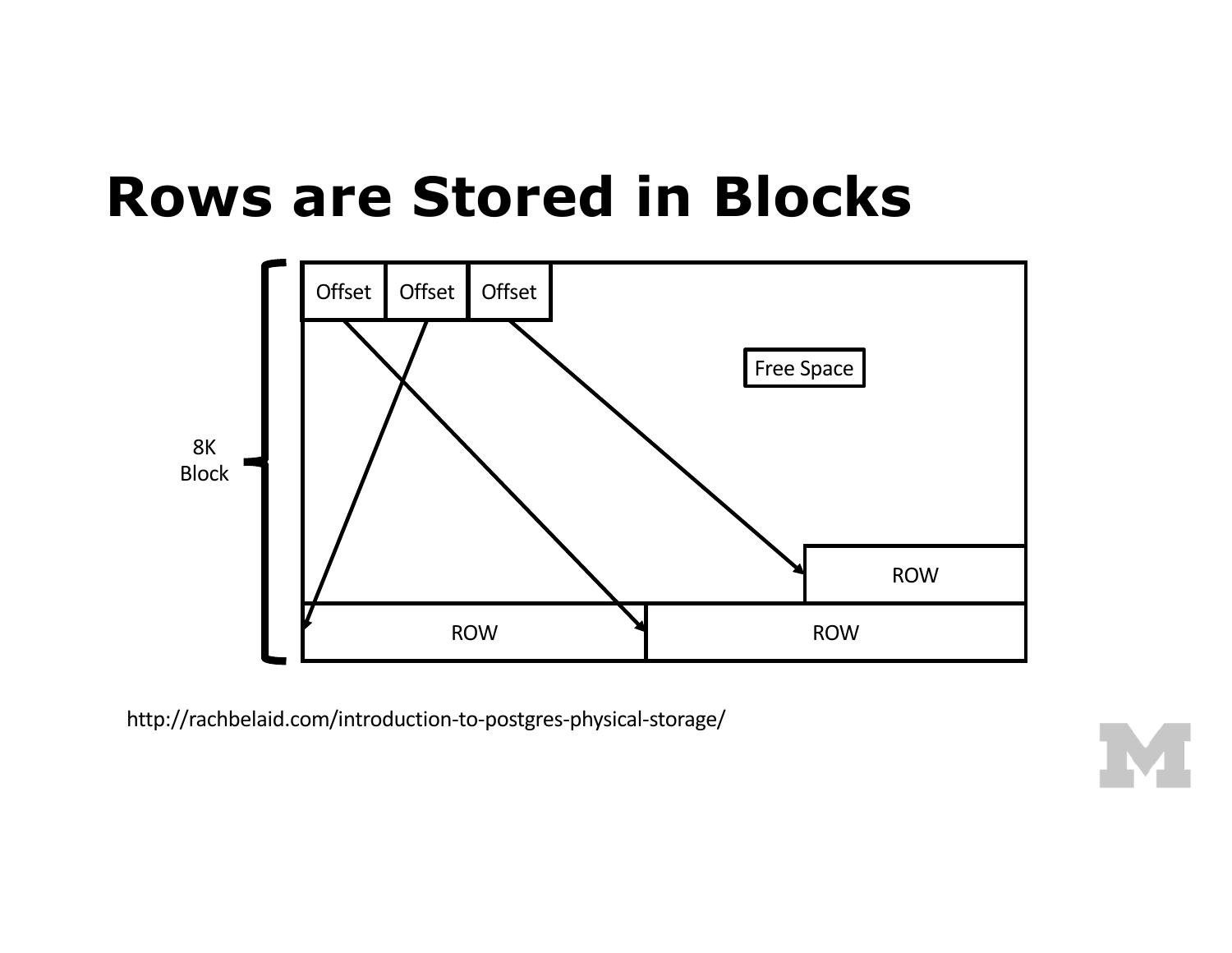# Rows are Stored in Blocks

8K Block

Offset | Offset | Offset

Free Space

ROW

ROW | ROW

http://rachbelaid.com/introduction-to-postgres-physical-storage/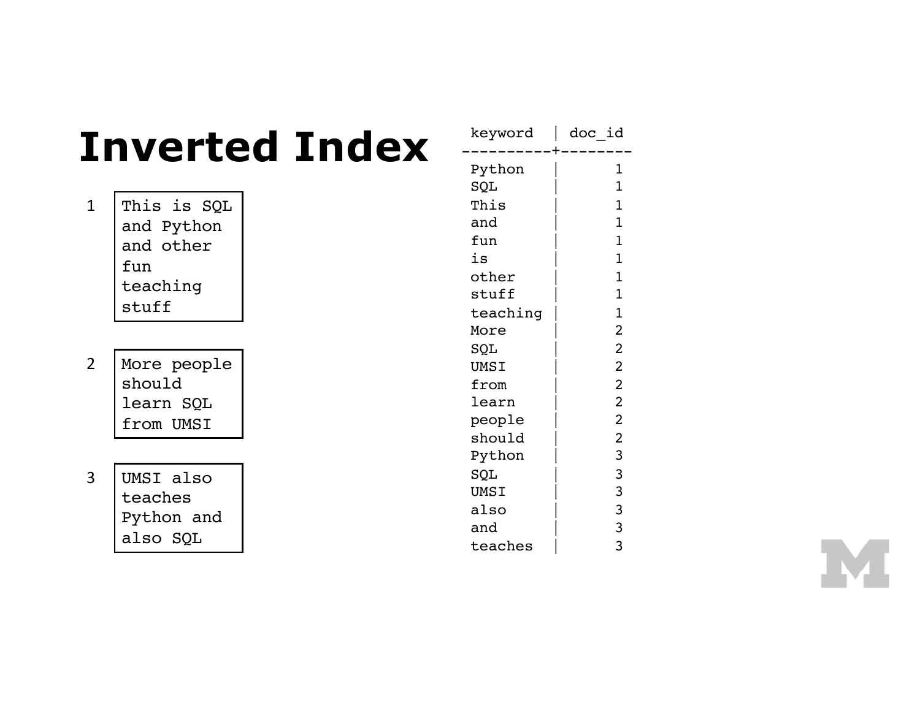# Inverted Index

1

```
This is SQL
and Python
and other
fun
teaching
stuff
```

2

```
More people
should
learn SQL
from UMSI
```

3

```
UMSI also
teaches
Python and
also SQL
```

```
 keyword  | doc_id
----------+--------
 Python   |      1
 SQL      |      1
 This     |      1
 and      |      1
 fun      |      1
 is       |      1
 other    |      1
 stuff    |      1
 teaching |      1
 More     |      2
 SQL      |      2
 UMSI     |      2
 from     |      2
 learn    |      2
 people   |      2
 should   |      2
 Python   |      3
 SQL      |      3
 UMSI     |      3
 also     |      3
 and      |      3
 teaches  |      3
```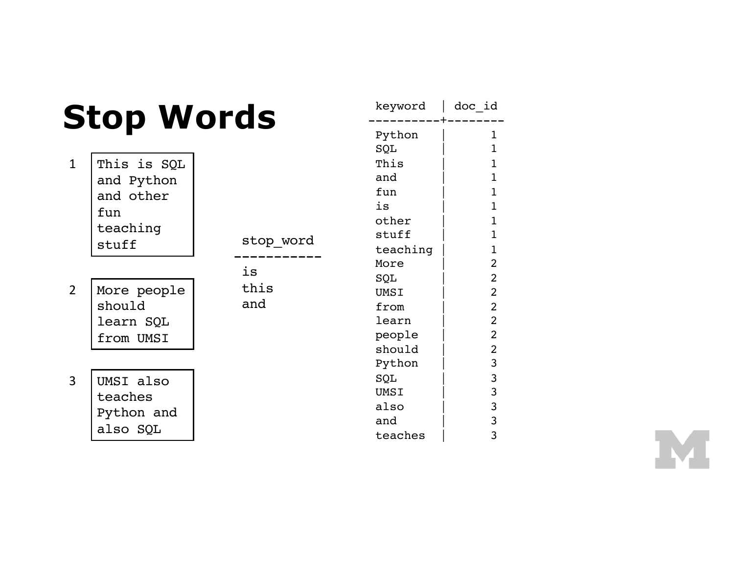# Stop Words

1

```
This is SQL
and Python
and other
fun
teaching
stuff
```

2

```
More people
should
learn SQL
from UMSI
```

3

```
UMSI also
teaches
Python and
also SQL
```

```
 stop_word
-----------
 is
 this
 and
```

```
 keyword  | doc_id
----------+--------
 Python   |      1
 SQL      |      1
 This     |      1
 and      |      1
 fun      |      1
 is       |      1
 other    |      1
 stuff    |      1
 teaching |      1
 More     |      2
 SQL      |      2
 UMSI     |      2
 from     |      2
 learn    |      2
 people   |      2
 should   |      2
 Python   |      3
 SQL      |      3
 UMSI     |      3
 also     |      3
 and      |      3
 teaches  |      3
```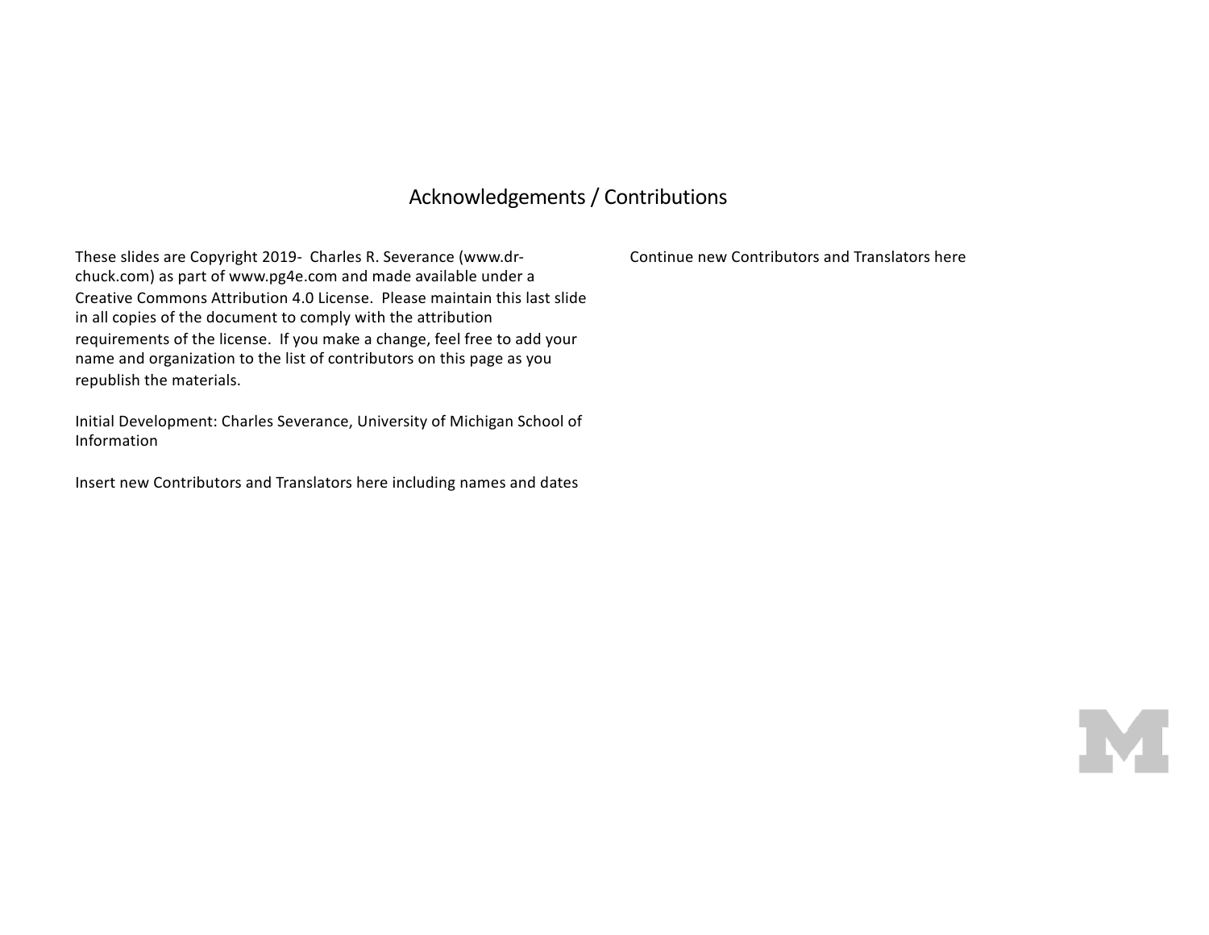# Acknowledgements / Contributions

These slides are Copyright 2019- Charles R. Severance (www.dr-chuck.com) as part of www.pg4e.com and made available under a Creative Commons Attribution 4.0 License. Please maintain this last slide in all copies of the document to comply with the attribution requirements of the license. If you make a change, feel free to add your name and organization to the list of contributors on this page as you republish the materials.

Initial Development: Charles Severance, University of Michigan School of Information

Insert new Contributors and Translators here including names and dates

Continue new Contributors and Translators here